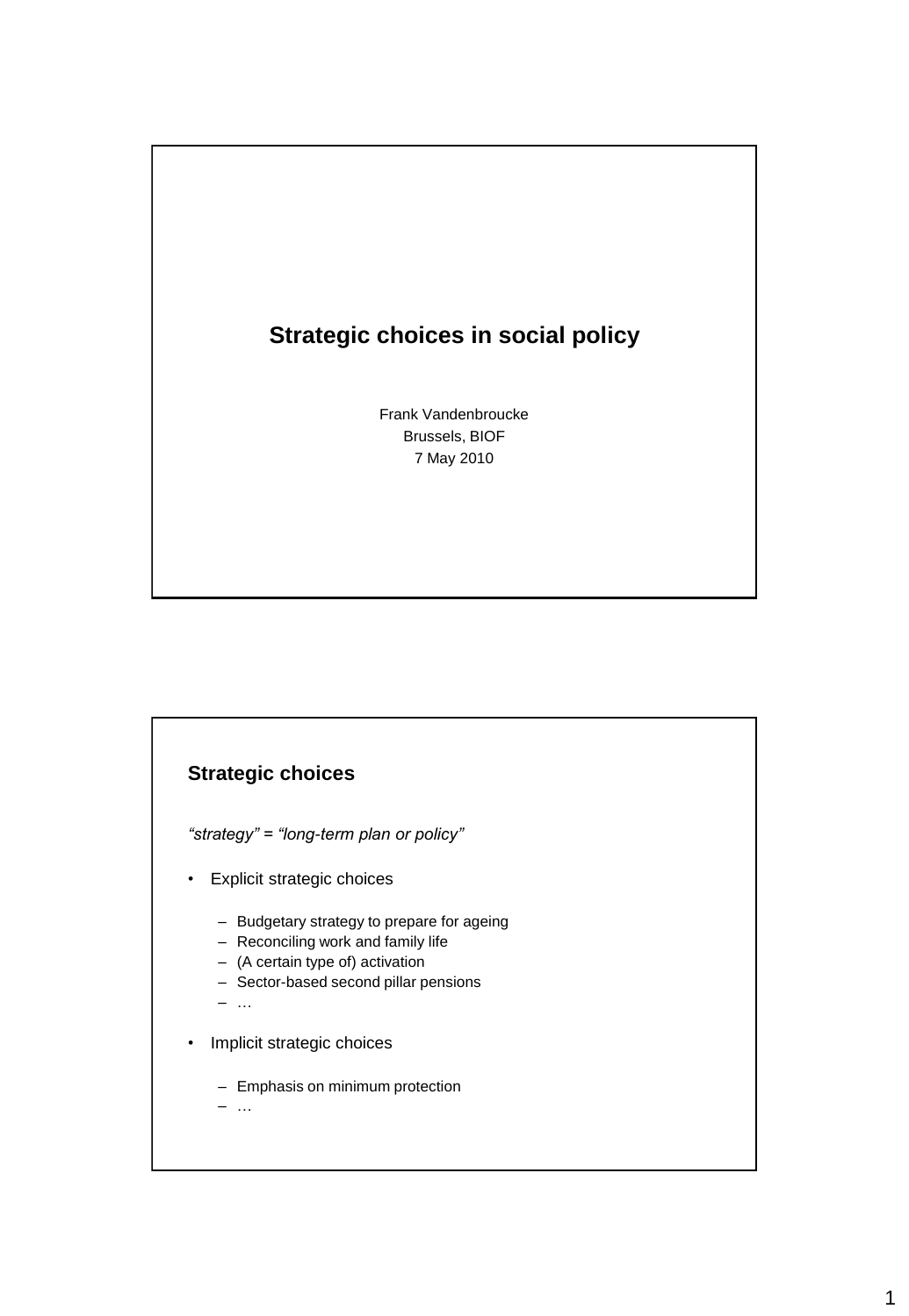# Strategic choices in social policy

Frank Vandenbroucke
Brussels, BIOF
7 May 2010

## Strategic choices

*"strategy" = "long-term plan or policy"*

- Explicit strategic choices
  - Budgetary strategy to prepare for ageing
  - Reconciling work and family life
  - (A certain type of) activation
  - Sector-based second pillar pensions
  - …
- Implicit strategic choices
  - Emphasis on minimum protection
  - …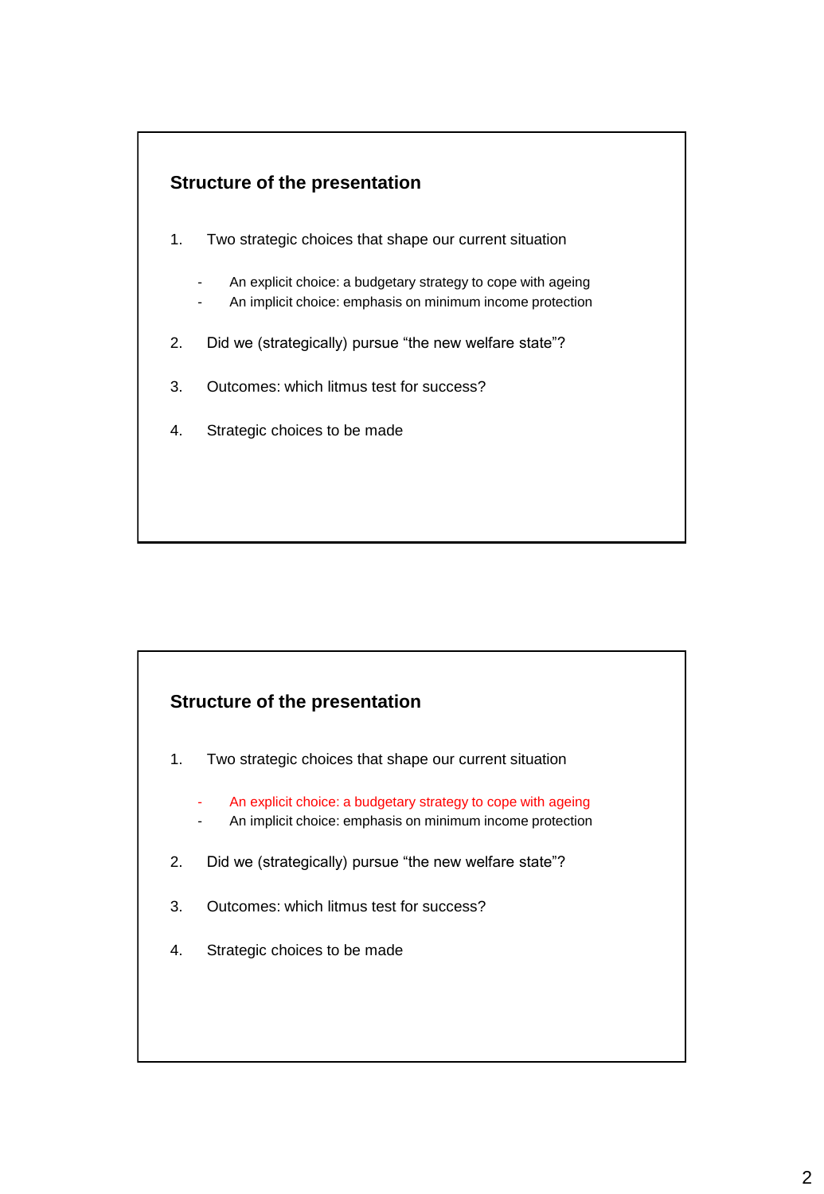## Structure of the presentation

1. Two strategic choices that shape our current situation
   - An explicit choice: a budgetary strategy to cope with ageing
   - An implicit choice: emphasis on minimum income protection
2. Did we (strategically) pursue “the new welfare state”?
3. Outcomes: which litmus test for success?
4. Strategic choices to be made

## Structure of the presentation

1. Two strategic choices that shape our current situation
   - An explicit choice: a budgetary strategy to cope with ageing
   - An implicit choice: emphasis on minimum income protection
2. Did we (strategically) pursue “the new welfare state”?
3. Outcomes: which litmus test for success?
4. Strategic choices to be made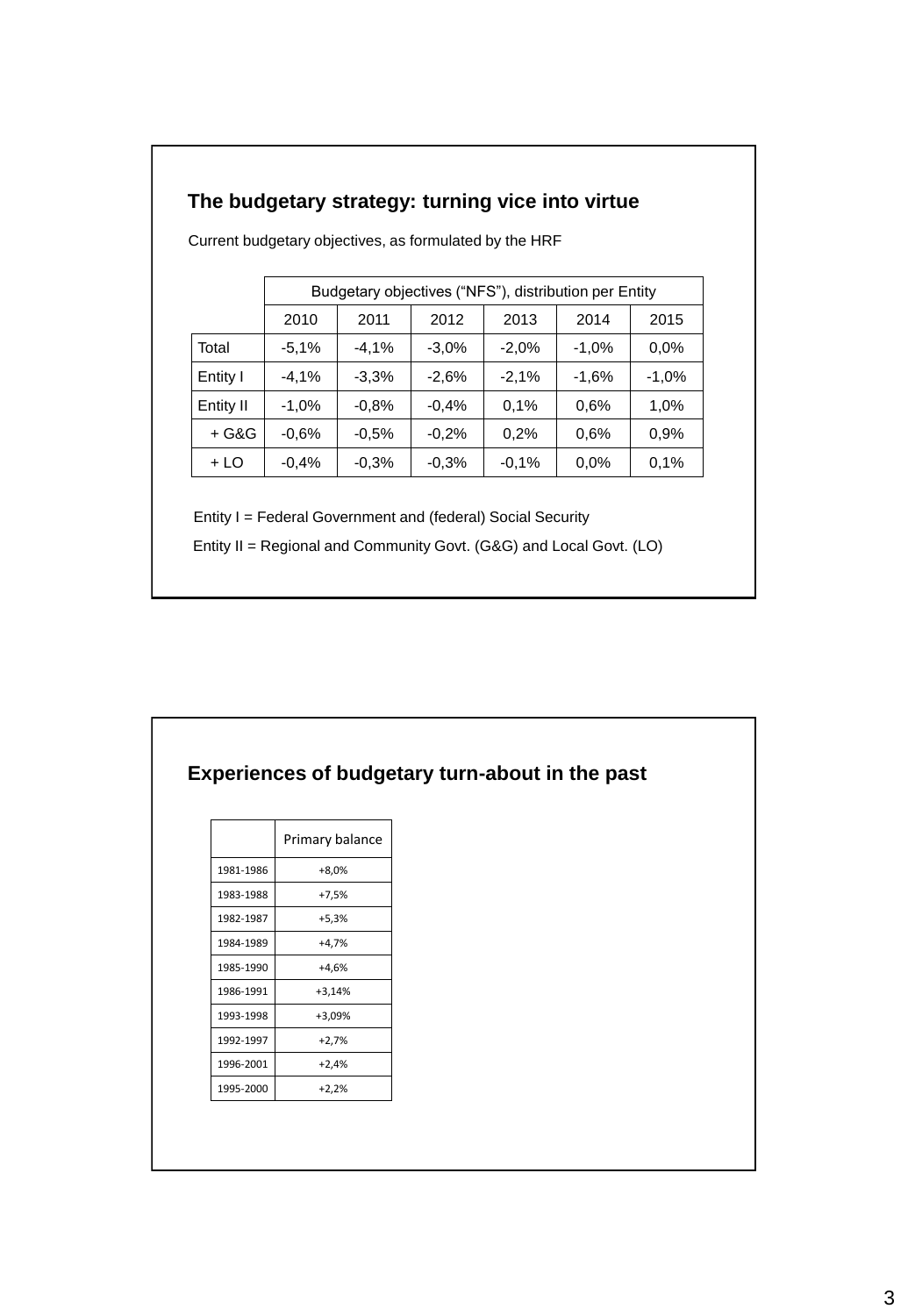## The budgetary strategy: turning vice into virtue

Current budgetary objectives, as formulated by the HRF

| | Budgetary objectives ("NFS"), distribution per Entity | | | | | |
|---|---|---|---|---|---|---|
| | 2010 | 2011 | 2012 | 2013 | 2014 | 2015 |
| Total | -5,1% | -4,1% | -3,0% | -2,0% | -1,0% | 0,0% |
| Entity I | -4,1% | -3,3% | -2,6% | -2,1% | -1,6% | -1,0% |
| Entity II | -1,0% | -0,8% | -0,4% | 0,1% | 0,6% | 1,0% |
| + G&G | -0,6% | -0,5% | -0,2% | 0,2% | 0,6% | 0,9% |
| + LO | -0,4% | -0,3% | -0,3% | -0,1% | 0,0% | 0,1% |

Entity I = Federal Government and (federal) Social Security

Entity II = Regional and Community Govt. (G&G) and Local Govt. (LO)

## Experiences of budgetary turn-about in the past

| | Primary balance |
|---|---|
| 1981-1986 | +8,0% |
| 1983-1988 | +7,5% |
| 1982-1987 | +5,3% |
| 1984-1989 | +4,7% |
| 1985-1990 | +4,6% |
| 1986-1991 | +3,14% |
| 1993-1998 | +3,09% |
| 1992-1997 | +2,7% |
| 1996-2001 | +2,4% |
| 1995-2000 | +2,2% |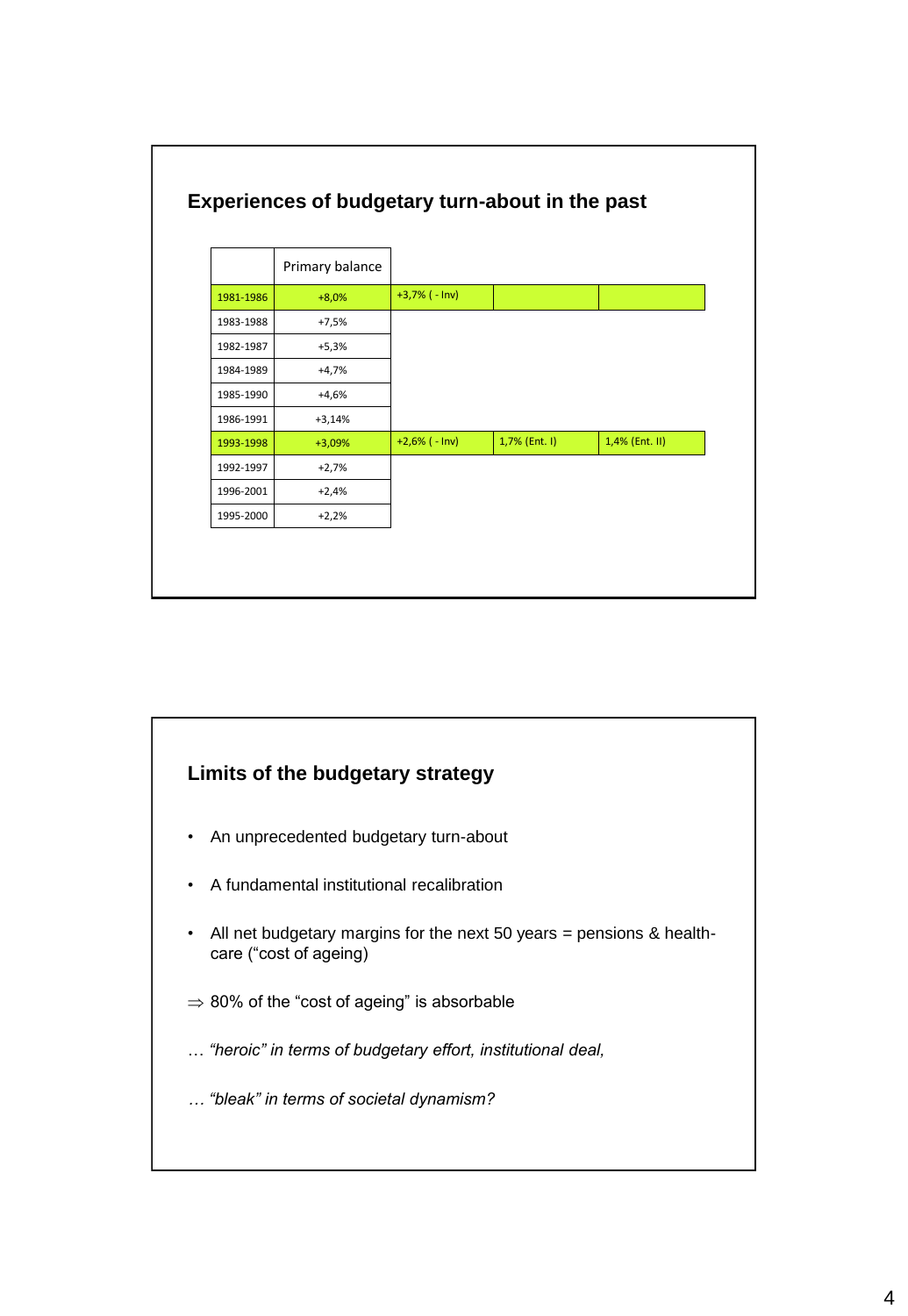## Experiences of budgetary turn-about in the past

| | Primary balance | | | |
|---|---|---|---|---|
| 1981-1986 | +8,0% | +3,7% ( - Inv) | | |
| 1983-1988 | +7,5% | | | |
| 1982-1987 | +5,3% | | | |
| 1984-1989 | +4,7% | | | |
| 1985-1990 | +4,6% | | | |
| 1986-1991 | +3,14% | | | |
| 1993-1998 | +3,09% | +2,6% ( - Inv) | 1,7% (Ent. I) | 1,4% (Ent. II) |
| 1992-1997 | +2,7% | | | |
| 1996-2001 | +2,4% | | | |
| 1995-2000 | +2,2% | | | |

## Limits of the budgetary strategy

- An unprecedented budgetary turn-about
- A fundamental institutional recalibration
- All net budgetary margins for the next 50 years = pensions & health-care ("cost of ageing)

$\Rightarrow$ 80% of the "cost of ageing" is absorbable

… *"heroic" in terms of budgetary effort, institutional deal,*

… *"bleak" in terms of societal dynamism?*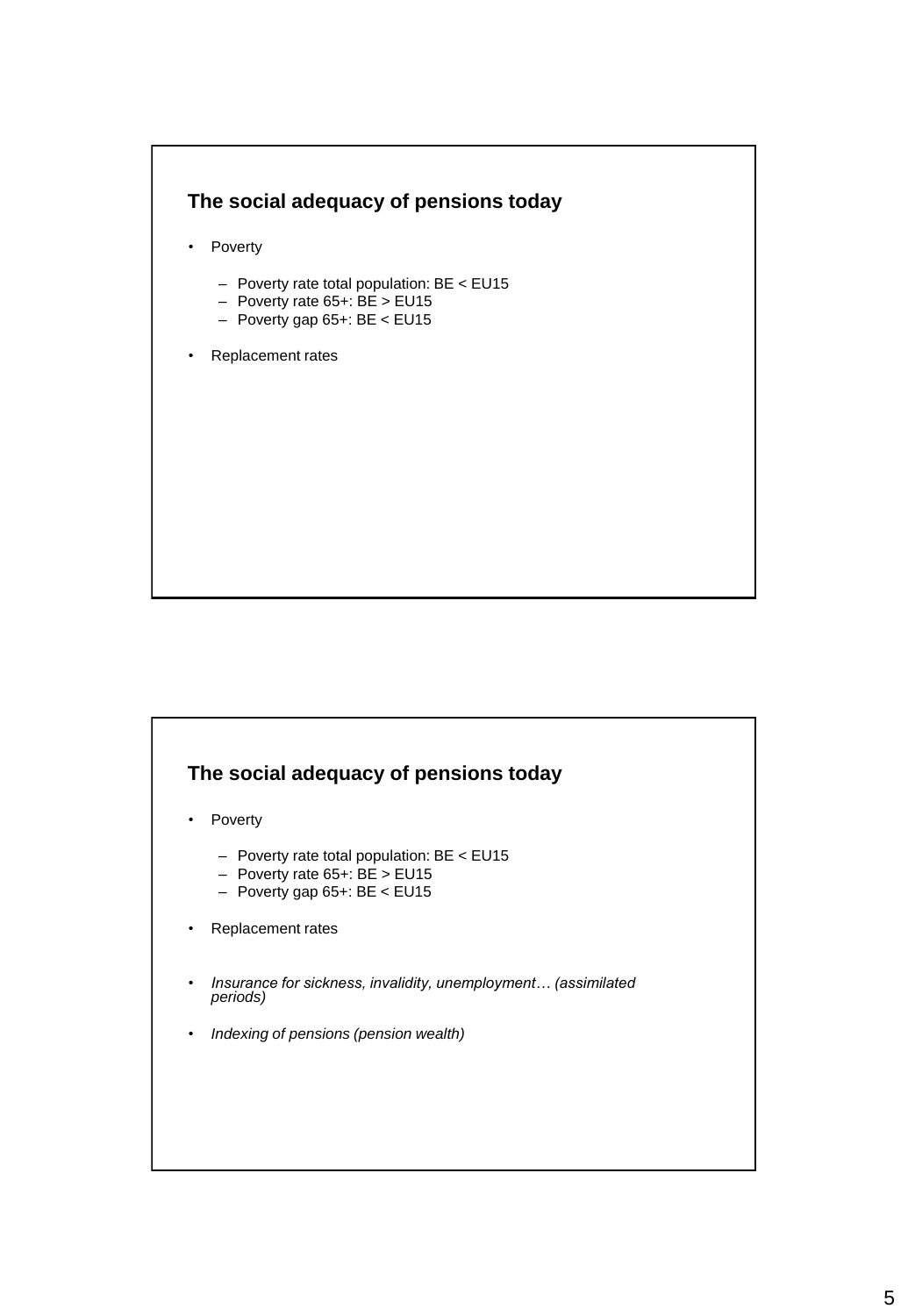## The social adequacy of pensions today

- Poverty
  - Poverty rate total population: BE < EU15
  - Poverty rate 65+: BE > EU15
  - Poverty gap 65+: BE < EU15
- Replacement rates

## The social adequacy of pensions today

- Poverty
  - Poverty rate total population: BE < EU15
  - Poverty rate 65+: BE > EU15
  - Poverty gap 65+: BE < EU15
- Replacement rates
- *Insurance for sickness, invalidity, unemployment… (assimilated periods)*
- *Indexing of pensions (pension wealth)*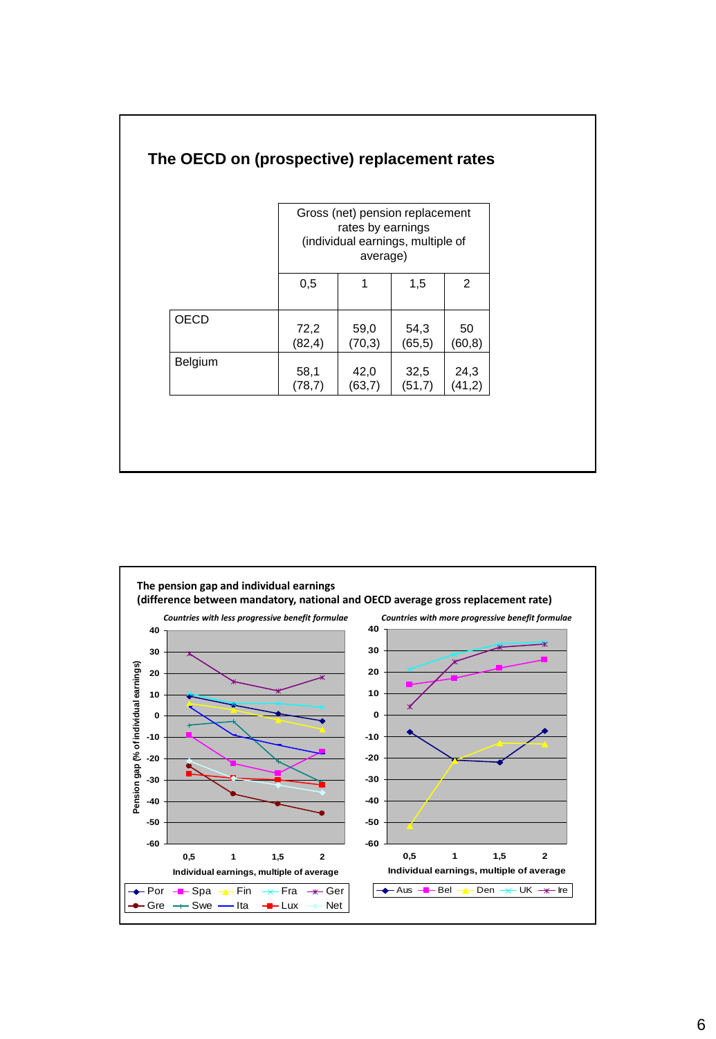## The OECD on (prospective) replacement rates

| | Gross (net) pension replacement rates by earnings (individual earnings, multiple of average) | | | |
|---|---|---|---|---|
| | 0,5 | 1 | 1,5 | 2 |
| OECD | 72,2 (82,4) | 59,0 (70,3) | 54,3 (65,5) | 50 (60,8) |
| Belgium | 58,1 (78,7) | 42,0 (63,7) | 32,5 (51,7) | 24,3 (41,2) |

**The pension gap and individual earnings**
**(difference between mandatory, national and OECD average gross replacement rate)**

*Countries with less progressive benefit formulae*

*Countries with more progressive benefit formulae*

Pension gap (% of individual earnings)

Individual earnings, multiple of average

Por, Spa, Fin, Fra, Ger, Gre, Swe, Ita, Lux, Net

Aus, Bel, Den, UK, Ire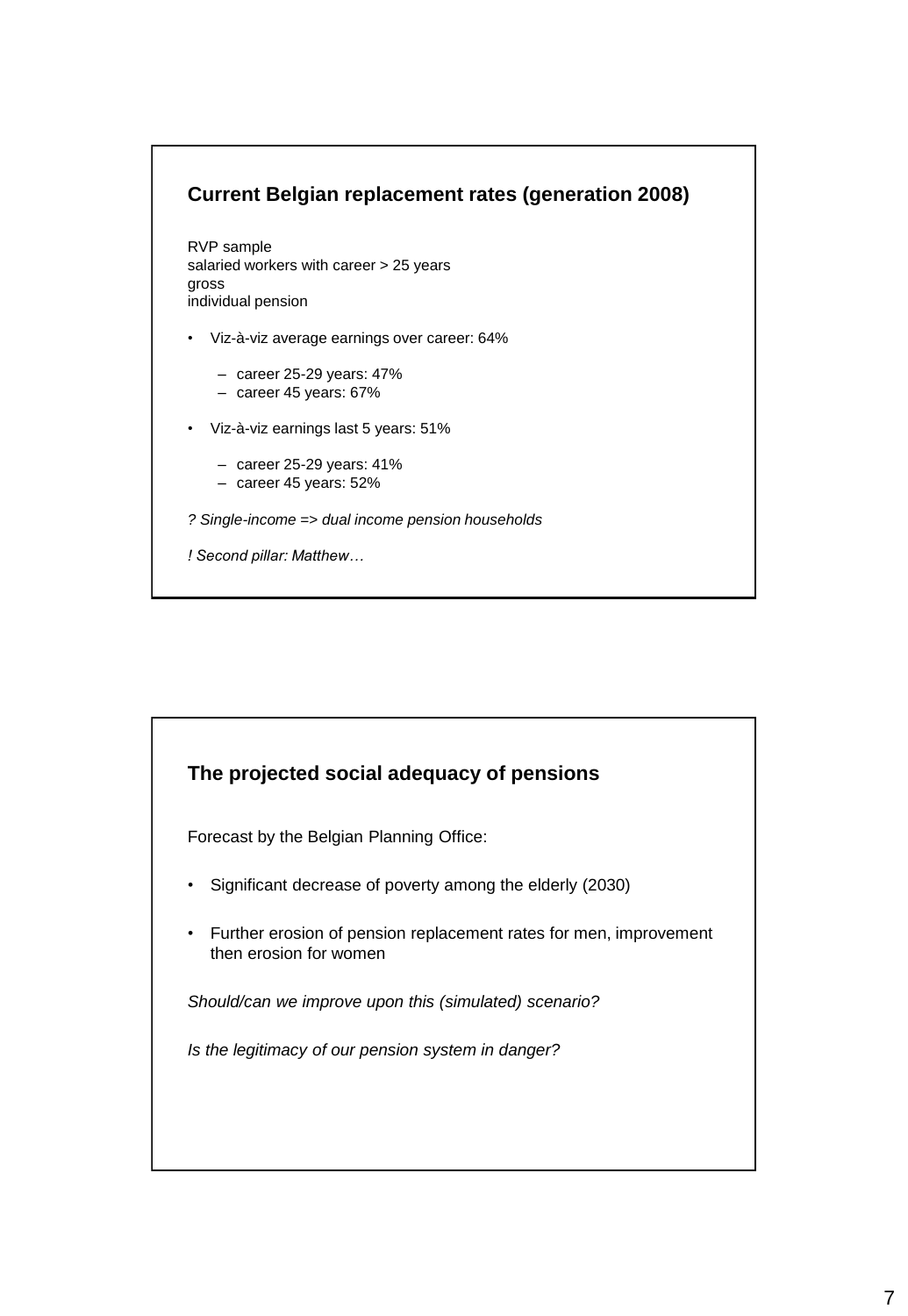## Current Belgian replacement rates (generation 2008)

RVP sample
salaried workers with career > 25 years
gross
individual pension

- Viz-à-viz average earnings over career: 64%
  - career 25-29 years: 47%
  - career 45 years: 67%
- Viz-à-viz earnings last 5 years: 51%
  - career 25-29 years: 41%
  - career 45 years: 52%

*? Single-income => dual income pension households*

*! Second pillar: Matthew…*

## The projected social adequacy of pensions

Forecast by the Belgian Planning Office:

- Significant decrease of poverty among the elderly (2030)
- Further erosion of pension replacement rates for men, improvement then erosion for women

*Should/can we improve upon this (simulated) scenario?*

*Is the legitimacy of our pension system in danger?*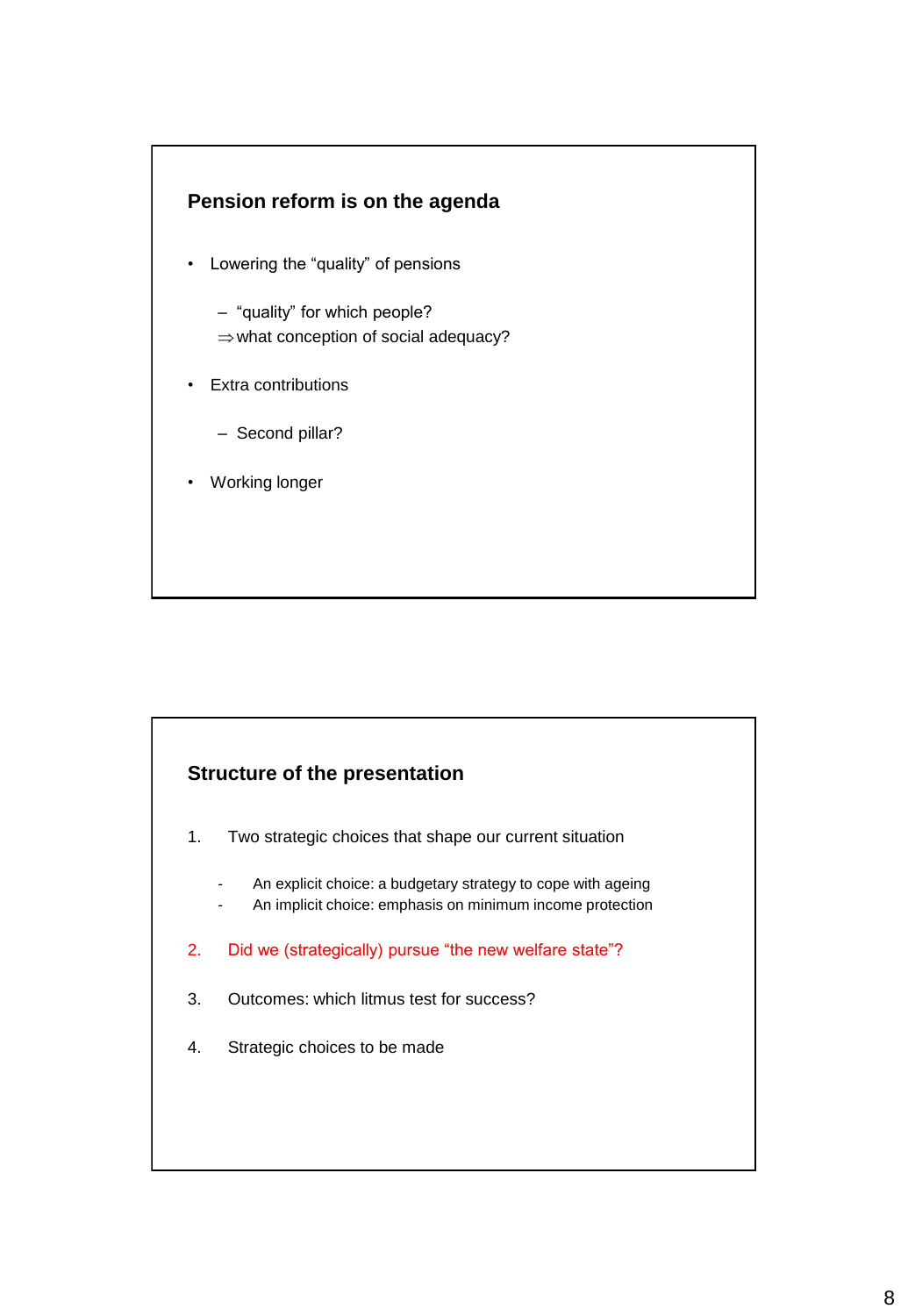## Pension reform is on the agenda

- Lowering the "quality" of pensions
  - "quality" for which people?
  - ⇒ what conception of social adequacy?
- Extra contributions
  - Second pillar?
- Working longer

## Structure of the presentation

1. Two strategic choices that shape our current situation
   - An explicit choice: a budgetary strategy to cope with ageing
   - An implicit choice: emphasis on minimum income protection
2. Did we (strategically) pursue "the new welfare state"?
3. Outcomes: which litmus test for success?
4. Strategic choices to be made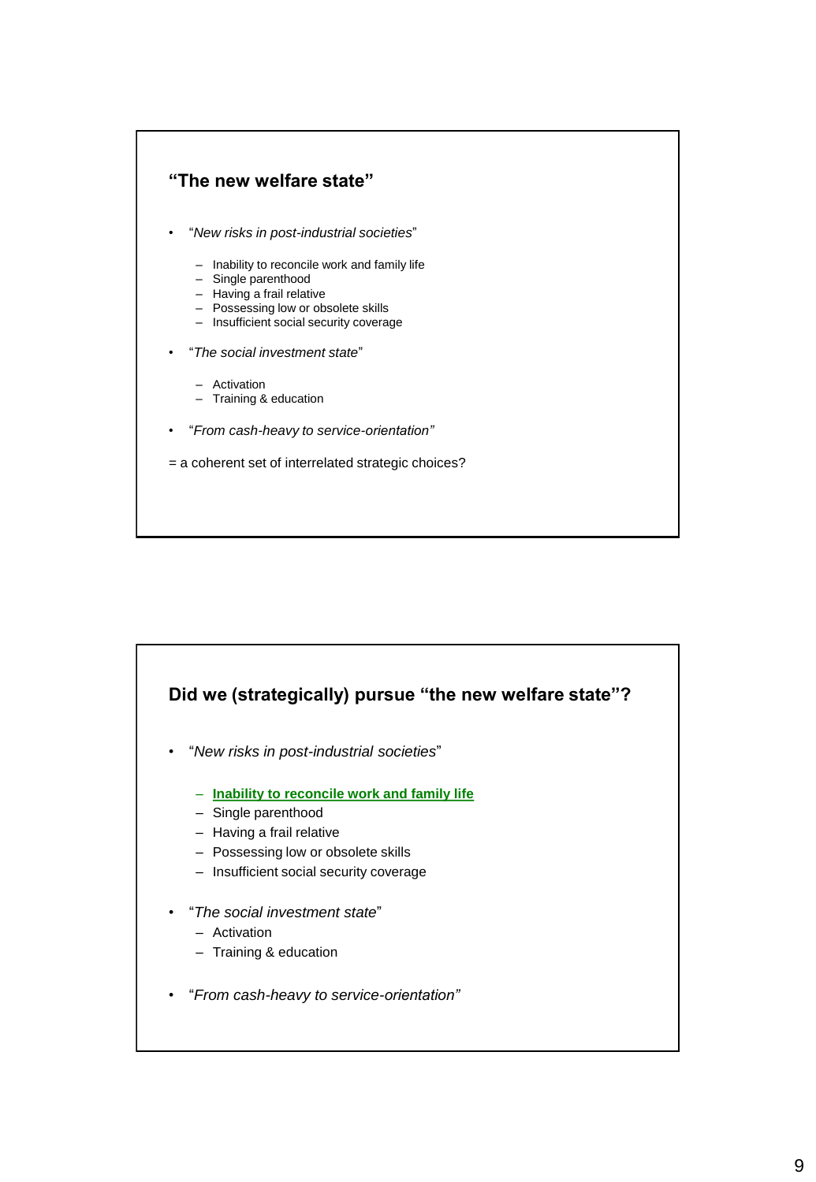## "The new welfare state"

- "*New risks in post-industrial societies*"
  - Inability to reconcile work and family life
  - Single parenthood
  - Having a frail relative
  - Possessing low or obsolete skills
  - Insufficient social security coverage
- "*The social investment state*"
  - Activation
  - Training & education
- "*From cash-heavy to service-orientation*"

= a coherent set of interrelated strategic choices?

## Did we (strategically) pursue "the new welfare state"?

- "*New risks in post-industrial societies*"
  - **Inability to reconcile work and family life**
  - Single parenthood
  - Having a frail relative
  - Possessing low or obsolete skills
  - Insufficient social security coverage
- "*The social investment state*"
  - Activation
  - Training & education
- "*From cash-heavy to service-orientation*"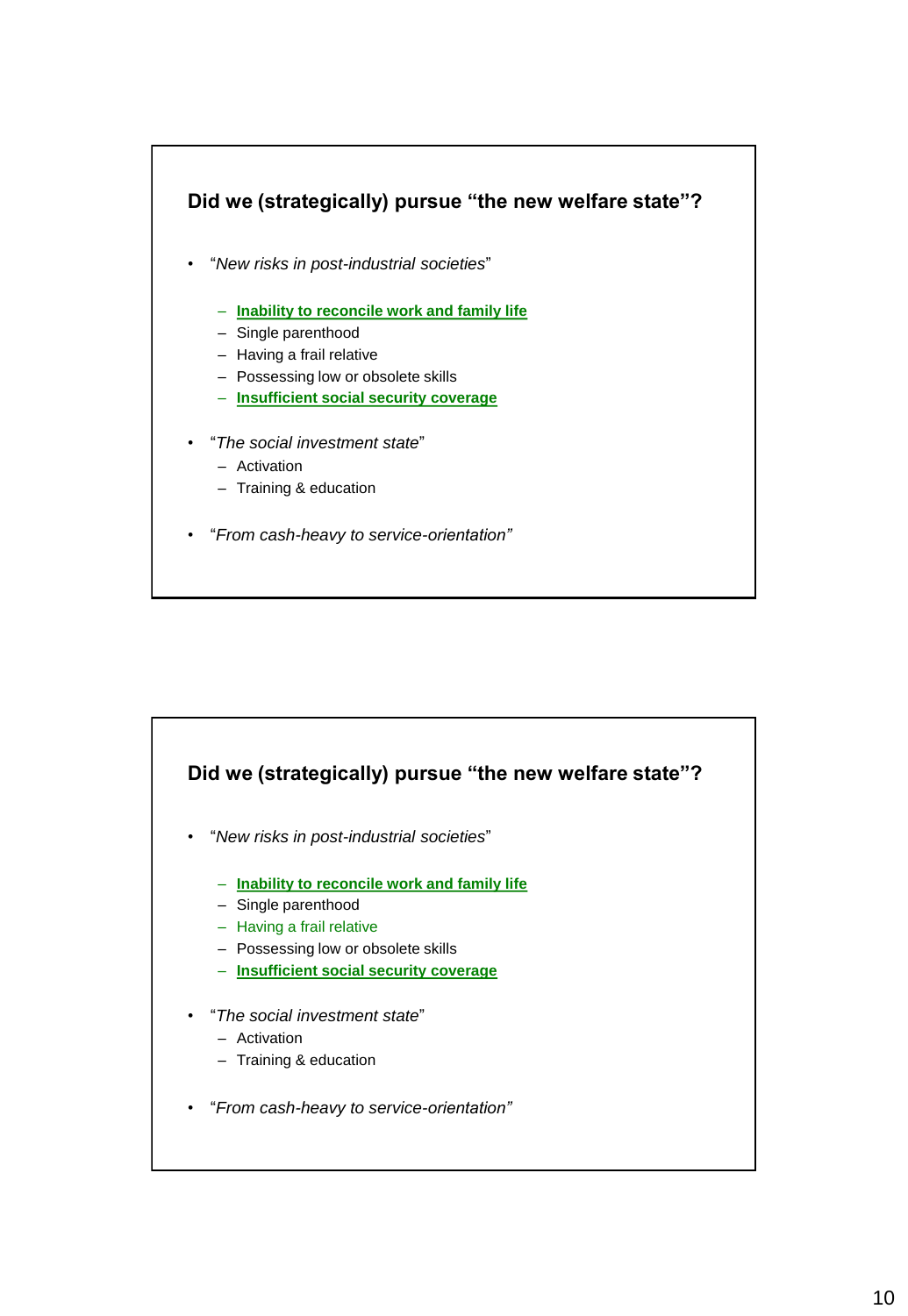## Did we (strategically) pursue "the new welfare state"?

- "*New risks in post-industrial societies*"
  - **Inability to reconcile work and family life**
  - Single parenthood
  - Having a frail relative
  - Possessing low or obsolete skills
  - **Insufficient social security coverage**
- "*The social investment state*"
  - Activation
  - Training & education
- *"From cash-heavy to service-orientation"*

## Did we (strategically) pursue "the new welfare state"?

- "*New risks in post-industrial societies*"
  - **Inability to reconcile work and family life**
  - Single parenthood
  - Having a frail relative
  - Possessing low or obsolete skills
  - **Insufficient social security coverage**
- "*The social investment state*"
  - Activation
  - Training & education
- *"From cash-heavy to service-orientation"*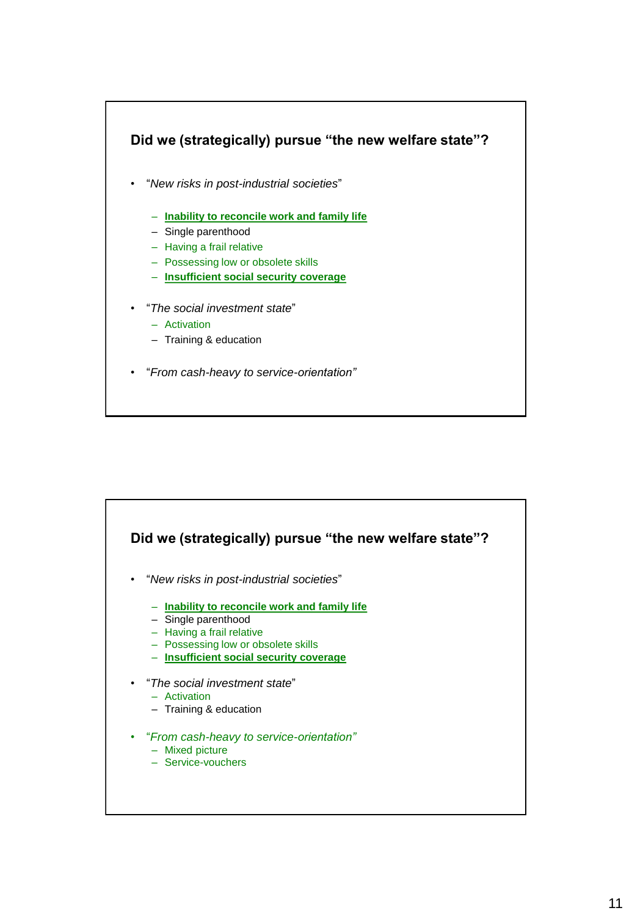## Did we (strategically) pursue "the new welfare state"?

- "*New risks in post-industrial societies*"
  - **Inability to reconcile work and family life**
  - Single parenthood
  - Having a frail relative
  - Possessing low or obsolete skills
  - **Insufficient social security coverage**
- "*The social investment state*"
  - Activation
  - Training & education
- "*From cash-heavy to service-orientation*"

## Did we (strategically) pursue "the new welfare state"?

- "*New risks in post-industrial societies*"
  - **Inability to reconcile work and family life**
  - Single parenthood
  - Having a frail relative
  - Possessing low or obsolete skills
  - **Insufficient social security coverage**
- "*The social investment state*"
  - Activation
  - Training & education
- "*From cash-heavy to service-orientation*"
  - Mixed picture
  - Service-vouchers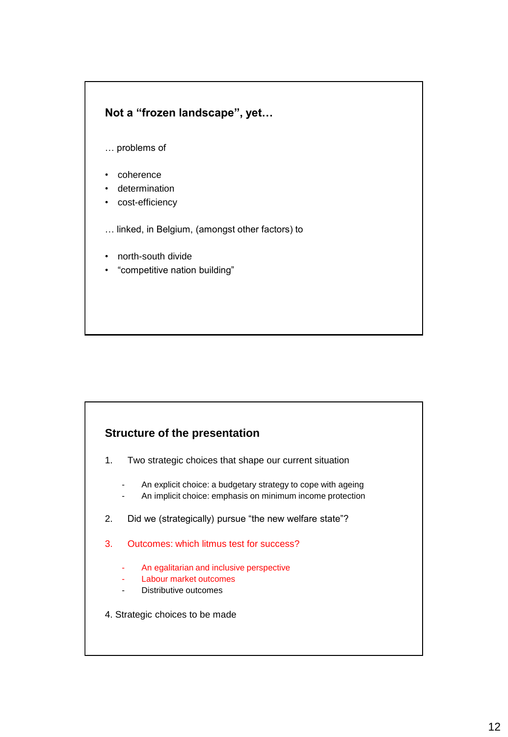## Not a “frozen landscape”, yet…

… problems of

- coherence
- determination
- cost-efficiency

… linked, in Belgium, (amongst other factors) to

- north-south divide
- “competitive nation building”

## Structure of the presentation

1. Two strategic choices that shape our current situation
   - An explicit choice: a budgetary strategy to cope with ageing
   - An implicit choice: emphasis on minimum income protection
2. Did we (strategically) pursue “the new welfare state”?
3. Outcomes: which litmus test for success?
   - An egalitarian and inclusive perspective
   - Labour market outcomes
   - Distributive outcomes
4. Strategic choices to be made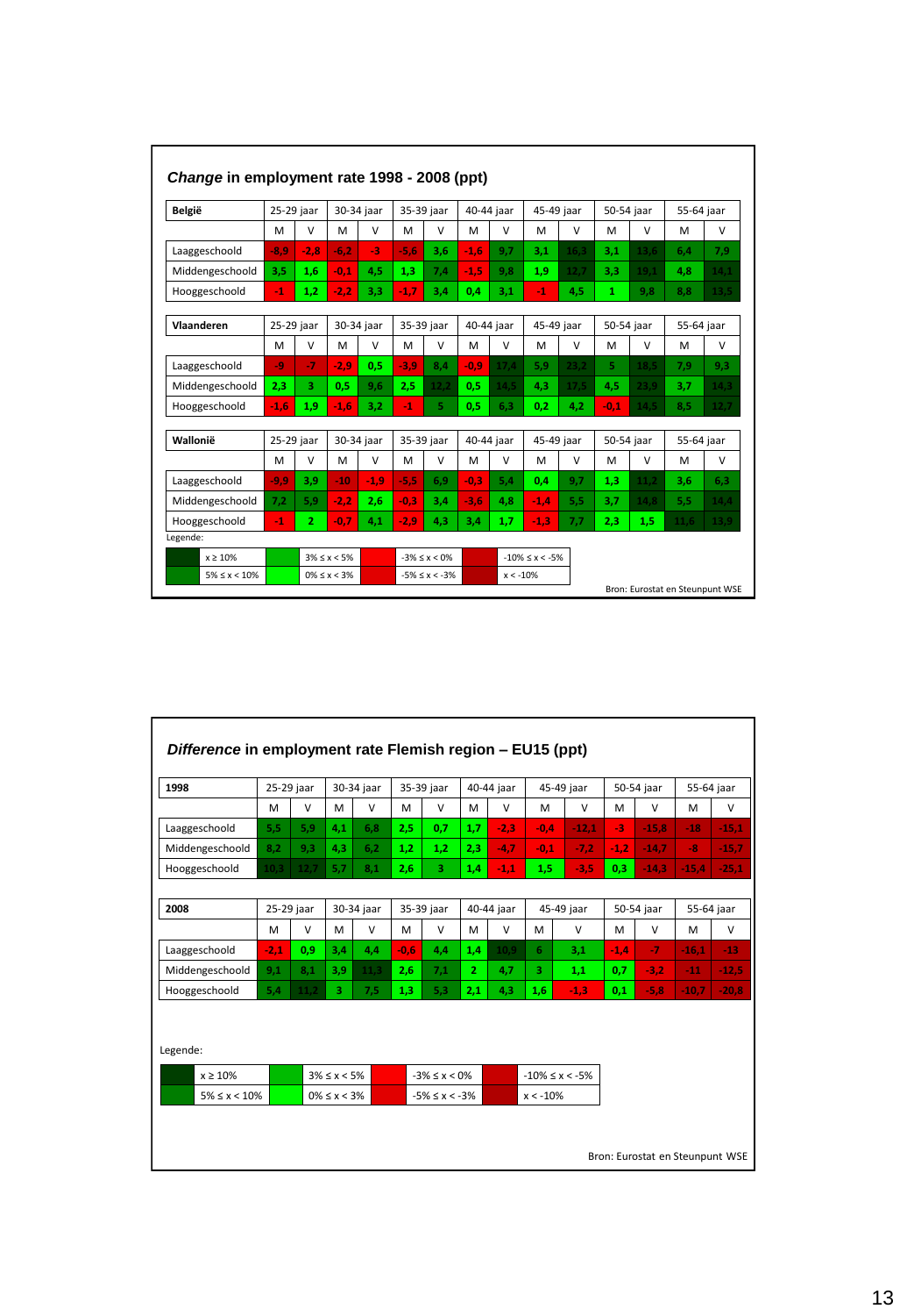## *Change* in employment rate 1998 - 2008 (ppt)

| België | 25-29 jaar | | 30-34 jaar | | 35-39 jaar | | 40-44 jaar | | 45-49 jaar | | 50-54 jaar | | 55-64 jaar | |
|---|---|---|---|---|---|---|---|---|---|---|---|---|---|---|
| | M | V | M | V | M | V | M | V | M | V | M | V | M | V |
| Laaggeschoold | -8,9 | -2,8 | -6,2 | -3 | -5,6 | 3,6 | -1,6 | 9,7 | 3,1 | 16,3 | 3,1 | 13,6 | 6,4 | 7,9 |
| Middengeschoold | 3,5 | 1,6 | -0,1 | 4,5 | 1,3 | 7,4 | -1,5 | 9,8 | 1,9 | 12,7 | 3,3 | 19,1 | 4,8 | 14,1 |
| Hooggeschoold | -1 | 1,2 | -2,2 | 3,3 | -1,7 | 3,4 | 0,4 | 3,1 | -1 | 4,5 | 1 | 9,8 | 8,8 | 13,5 |

| Vlaanderen | 25-29 jaar | | 30-34 jaar | | 35-39 jaar | | 40-44 jaar | | 45-49 jaar | | 50-54 jaar | | 55-64 jaar | |
|---|---|---|---|---|---|---|---|---|---|---|---|---|---|---|
| | M | V | M | V | M | V | M | V | M | V | M | V | M | V |
| Laaggeschoold | -9 | -7 | -2,9 | 0,5 | -3,9 | 8,4 | -0,9 | 17,4 | 5,9 | 23,2 | 5 | 18,5 | 7,9 | 9,3 |
| Middengeschoold | 2,3 | 3 | 0,5 | 9,6 | 2,5 | 12,2 | 0,5 | 14,5 | 4,3 | 17,5 | 4,5 | 23,9 | 3,7 | 14,3 |
| Hooggeschoold | -1,6 | 1,9 | -1,6 | 3,2 | -1 | 5 | 0,5 | 6,3 | 0,2 | 4,2 | -0,1 | 14,5 | 8,5 | 12,7 |

| Wallonië | 25-29 jaar | | 30-34 jaar | | 35-39 jaar | | 40-44 jaar | | 45-49 jaar | | 50-54 jaar | | 55-64 jaar | |
|---|---|---|---|---|---|---|---|---|---|---|---|---|---|---|
| | M | V | M | V | M | V | M | V | M | V | M | V | M | V |
| Laaggeschoold | -9,9 | 3,9 | -10 | -1,9 | -5,5 | 6,9 | -0,3 | 5,4 | 0,4 | 9,7 | 1,3 | 11,2 | 3,6 | 6,3 |
| Middengeschoold | 7,2 | 5,9 | -2,2 | 2,6 | -0,3 | 3,4 | -3,6 | 4,8 | -1,4 | 5,5 | 3,7 | 14,8 | 5,5 | 14,4 |
| Hooggeschoold | -1 | 2 | -0,7 | 4,1 | -2,9 | 4,3 | 3,4 | 1,7 | -1,3 | 7,7 | 2,3 | 1,5 | 11,6 | 13,9 |

Legende:

| | | | |
|---|---|---|---|
| x ≥ 10% | 3% ≤ x < 5% | -3% ≤ x < 0% | -10% ≤ x < -5% |
| 5% ≤ x < 10% | 0% ≤ x < 3% | -5% ≤ x < -3% | x < -10% |

Bron: Eurostat en Steunpunt WSE

## *Difference* in employment rate Flemish region – EU15 (ppt)

| 1998 | 25-29 jaar | | 30-34 jaar | | 35-39 jaar | | 40-44 jaar | | 45-49 jaar | | 50-54 jaar | | 55-64 jaar | |
|---|---|---|---|---|---|---|---|---|---|---|---|---|---|---|
| | M | V | M | V | M | V | M | V | M | V | M | V | M | V |
| Laaggeschoold | 5,5 | 5,9 | 4,1 | 6,8 | 2,5 | 0,7 | 1,7 | -2,3 | -0,4 | -12,1 | -3 | -15,8 | -18 | -15,1 |
| Middengeschoold | 8,2 | 9,3 | 4,3 | 6,2 | 1,2 | 1,2 | 2,3 | -4,7 | -0,1 | -7,2 | -1,2 | -14,7 | -8 | -15,7 |
| Hooggeschoold | 10,3 | 12,7 | 5,7 | 8,1 | 2,6 | 3 | 1,4 | -1,1 | 1,5 | -3,5 | 0,3 | -14,3 | -15,4 | -25,1 |

| 2008 | 25-29 jaar | | 30-34 jaar | | 35-39 jaar | | 40-44 jaar | | 45-49 jaar | | 50-54 jaar | | 55-64 jaar | |
|---|---|---|---|---|---|---|---|---|---|---|---|---|---|---|
| | M | V | M | V | M | V | M | V | M | V | M | V | M | V |
| Laaggeschoold | -2,1 | 0,9 | 3,4 | 4,4 | -0,6 | 4,4 | 1,4 | 10,9 | 6 | 3,1 | -1,4 | -7 | -16,1 | -13 |
| Middengeschoold | 9,1 | 8,1 | 3,9 | 11,3 | 2,6 | 7,1 | 2 | 4,7 | 3 | 1,1 | 0,7 | -3,2 | -11 | -12,5 |
| Hooggeschoold | 5,4 | 11,2 | 3 | 7,5 | 1,3 | 5,3 | 2,1 | 4,3 | 1,6 | -1,3 | 0,1 | -5,8 | -10,7 | -20,8 |

Legende:

| | | | |
|---|---|---|---|
| x ≥ 10% | 3% ≤ x < 5% | -3% ≤ x < 0% | -10% ≤ x < -5% |
| 5% ≤ x < 10% | 0% ≤ x < 3% | -5% ≤ x < -3% | x < -10% |

Bron: Eurostat en Steunpunt WSE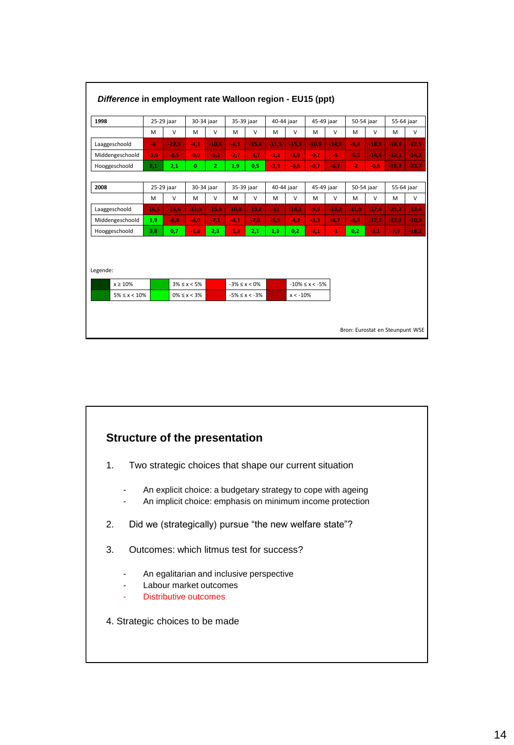**_Difference_ in employment rate Walloon region - EU15 (ppt)**

| 1998 | 25-29 jaar | | 30-34 jaar | | 35-39 jaar | | 40-44 jaar | | 45-49 jaar | | 50-54 jaar | | 55-64 jaar | |
|---|---|---|---|---|---|---|---|---|---|---|---|---|---|---|
| | M | V | M | V | M | V | M | V | M | V | M | V | M | V |
| Laaggeschoold | -8 | -22,5 | -4,1 | -10,6 | -6,1 | -15,4 | -11,3 | -15,3 | -10,8 | -14,9 | -9,8 | -18,9 | -18,8 | -12,5 |
| Middengeschoold | -3,9 | -8,5 | -0,9 | -5,2 | -2,7 | -4,7 | -1,1 | -3,9 | -0,7 | -5 | -6,5 | -14,6 | -12,1 | -14,2 |
| Hooggeschoold | 8,1 | 2,1 | 0 | 2 | 1,9 | 0,5 | -2,3 | -0,6 | -0,7 | -6,7 | -2 | -0,6 | -15,7 | -23,7 |

| 2008 | 25-29 jaar | | 30-34 jaar | | 35-39 jaar | | 40-44 jaar | | 45-49 jaar | | 50-54 jaar | | 55-64 jaar | |
|---|---|---|---|---|---|---|---|---|---|---|---|---|---|---|
| | M | V | M | V | M | V | M | V | M | V | M | V | M | V |
| Laaggeschoold | -16,5 | -16,6 | -11,9 | -15,4 | -10,8 | -13,2 | -11 | -14,1 | -9,9 | -13,2 | -11,9 | -17,4 | -21,2 | -13,4 |
| Middengeschoold | 1,9 | -6,8 | -4,0 | -7,1 | -4,1 | -7,6 | -5,5 | -4,2 | -3,3 | -8,7 | -5,4 | -12,2 | -13,3 | -10,9 |
| Hooggeschoold | 3,8 | 0,7 | -1,8 | 2,3 | -1,3 | 2,1 | 1,3 | 0,2 | -2,1 | -1 | 0,2 | -5,1 | -7,9 | -18,2 |

Legende:

| | | | | | | | |
|---|---|---|---|---|---|---|---|
| | x ≥ 10% | | 3% ≤ x < 5% | | -3% ≤ x < 0% | | -10% ≤ x < -5% |
| | 5% ≤ x < 10% | | 0% ≤ x < 3% | | -5% ≤ x < -3% | | x < -10% |

Bron: Eurostat en Steunpunt WSE

## Structure of the presentation

1. Two strategic choices that shape our current situation
   - An explicit choice: a budgetary strategy to cope with ageing
   - An implicit choice: emphasis on minimum income protection
2. Did we (strategically) pursue "the new welfare state"?
3. Outcomes: which litmus test for success?
   - An egalitarian and inclusive perspective
   - Labour market outcomes
   - Distributive outcomes
4. Strategic choices to be made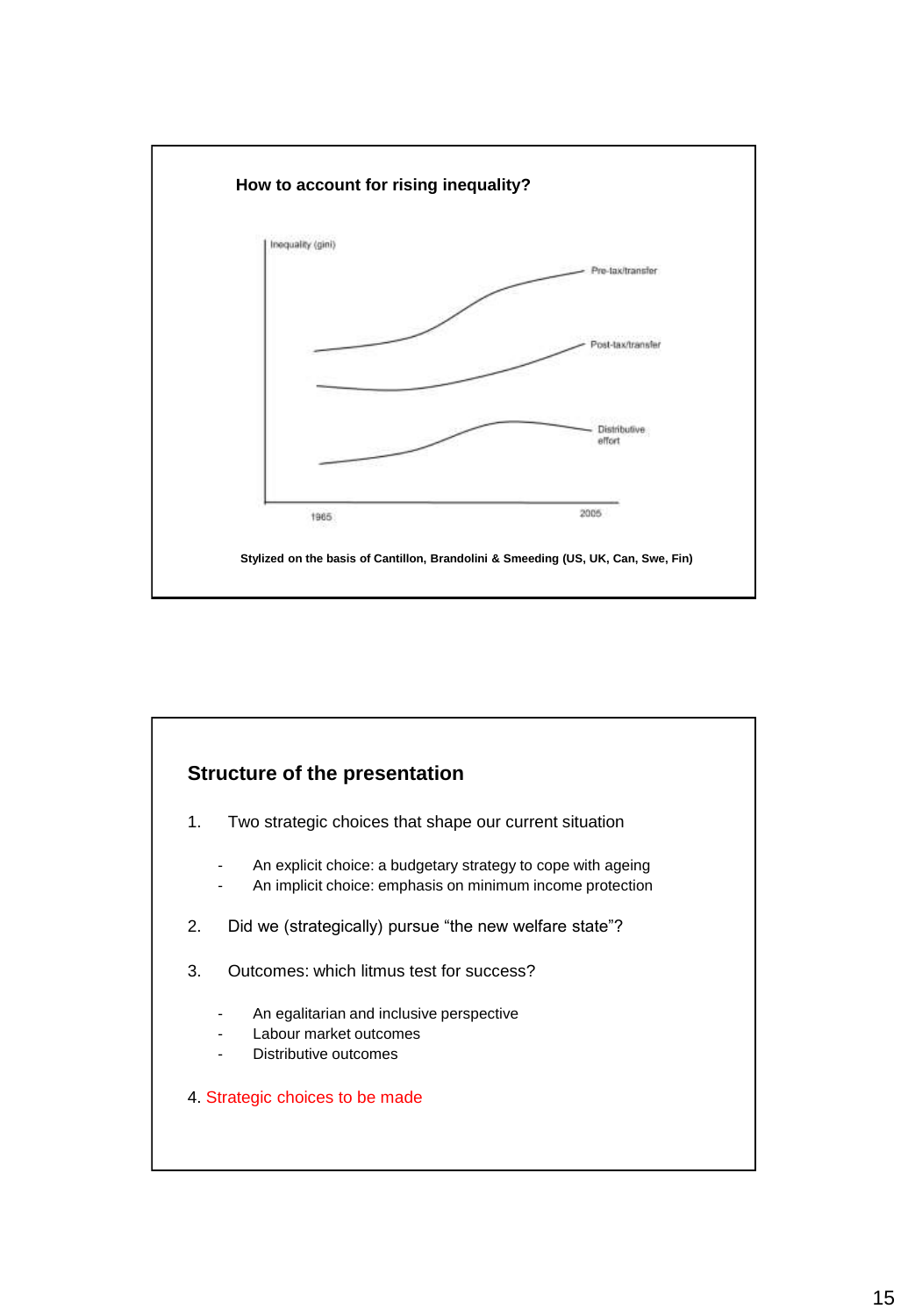## How to account for rising inequality?

Inequality (gini)

Pre-tax/transfer

Post-tax/transfer

Distributive effort

1965

2005

Stylized on the basis of Cantillon, Brandolini & Smeeding (US, UK, Can, Swe, Fin)

## Structure of the presentation

1. Two strategic choices that shape our current situation
   - An explicit choice: a budgetary strategy to cope with ageing
   - An implicit choice: emphasis on minimum income protection
2. Did we (strategically) pursue “the new welfare state”?
3. Outcomes: which litmus test for success?
   - An egalitarian and inclusive perspective
   - Labour market outcomes
   - Distributive outcomes
4. Strategic choices to be made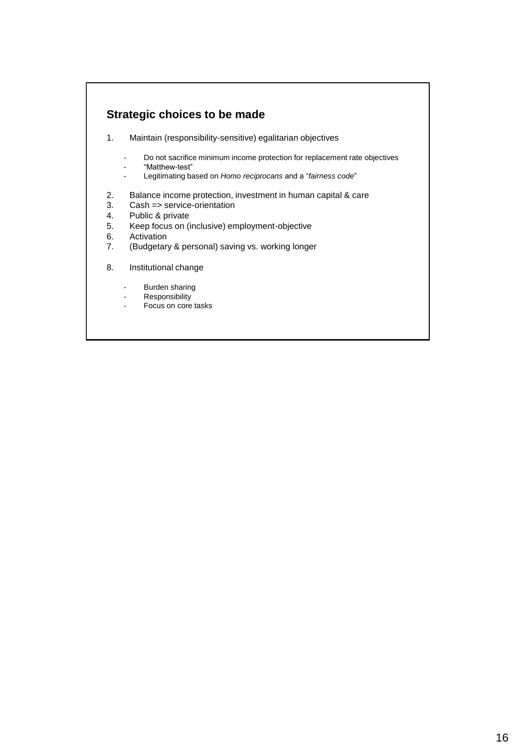## Strategic choices to be made

1. Maintain (responsibility-sensitive) egalitarian objectives
   - Do not sacrifice minimum income protection for replacement rate objectives
   - “Matthew-test”
   - Legitimating based on *Homo reciprocans* and a “*fairness code*”
2. Balance income protection, investment in human capital & care
3. Cash => service-orientation
4. Public & private
5. Keep focus on (inclusive) employment-objective
6. Activation
7. (Budgetary & personal) saving vs. working longer
8. Institutional change
   - Burden sharing
   - Responsibility
   - Focus on core tasks